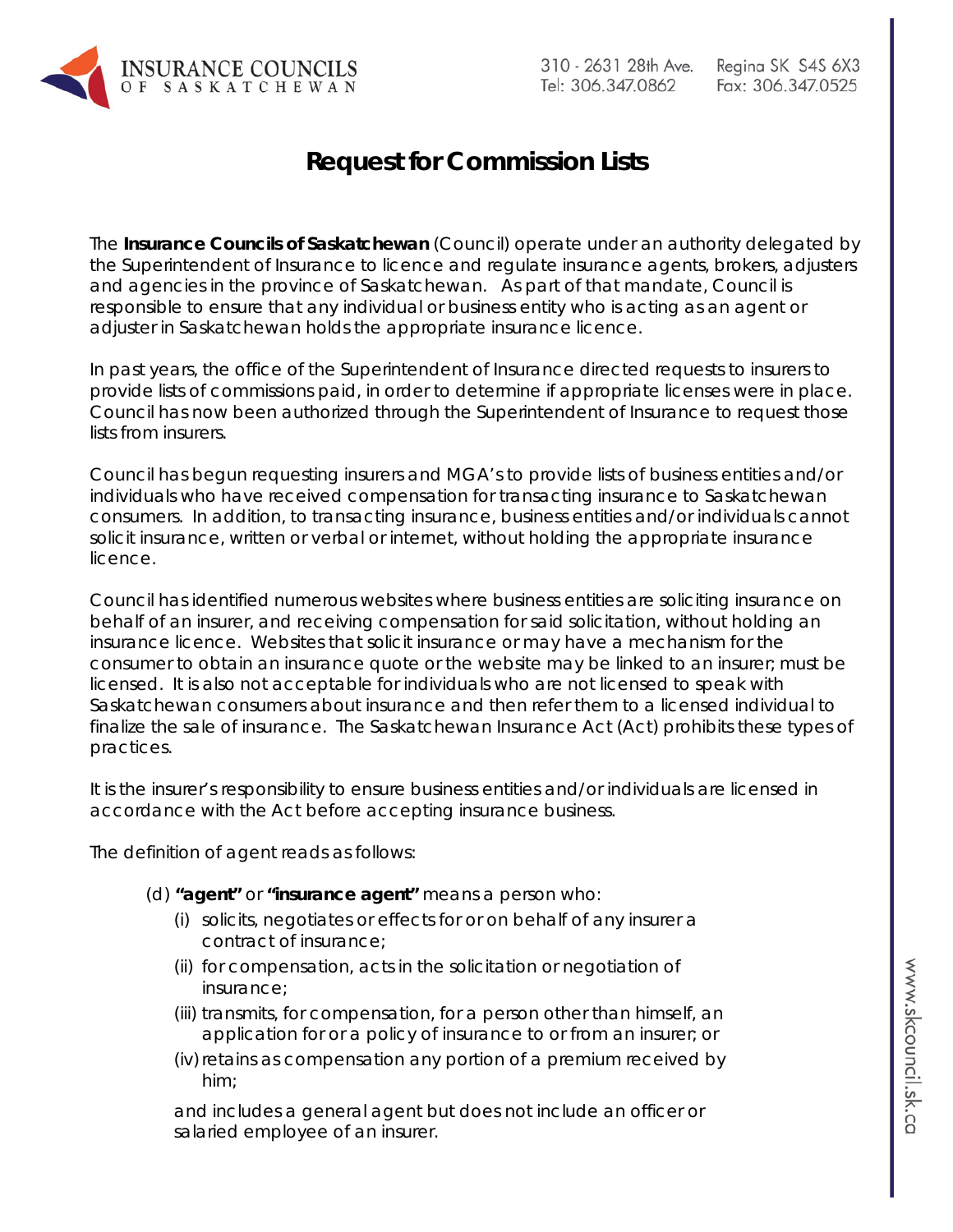INSURANCE COUNCILS OF SASKATCHEWAN

310 - 2631 28th Ave. Regina SK S4S 6X3
Tel: 306.347.0862 Fax: 306.347.0525

# Request for Commission Lists

The **Insurance Councils of Saskatchewan** (Council) operate under an authority delegated by the Superintendent of Insurance to licence and regulate insurance agents, brokers, adjusters and agencies in the province of Saskatchewan. As part of that mandate, Council is responsible to ensure that any individual or business entity who is acting as an agent or adjuster in Saskatchewan holds the appropriate insurance licence.

In past years, the office of the Superintendent of Insurance directed requests to insurers to provide lists of commissions paid, in order to determine if appropriate licenses were in place. Council has now been authorized through the Superintendent of Insurance to request those lists from insurers.

Council has begun requesting insurers and MGA's to provide lists of business entities and/or individuals who have received compensation for transacting insurance to Saskatchewan consumers. In addition, to transacting insurance, business entities and/or individuals cannot solicit insurance, written or verbal or internet, without holding the appropriate insurance licence.

Council has identified numerous websites where business entities are soliciting insurance on behalf of an insurer, and receiving compensation for said solicitation, without holding an insurance licence. Websites that solicit insurance or may have a mechanism for the consumer to obtain an insurance quote or the website may be linked to an insurer; must be licensed. It is also not acceptable for individuals who are not licensed to speak with Saskatchewan consumers about insurance and then refer them to a licensed individual to finalize the sale of insurance. The Saskatchewan Insurance Act (Act) prohibits these types of practices.

It is the insurer's responsibility to ensure business entities and/or individuals are licensed in accordance with the Act before accepting insurance business.

The definition of agent reads as follows:

(d) **"agent"** or **"insurance agent"** means a person who:

(i) solicits, negotiates or effects for or on behalf of any insurer a contract of insurance;

(ii) for compensation, acts in the solicitation or negotiation of insurance;

(iii) transmits, for compensation, for a person other than himself, an application for or a policy of insurance to or from an insurer; or

(iv) retains as compensation any portion of a premium received by him;

and includes a general agent but does not include an officer or salaried employee of an insurer.

www.skcouncil.sk.ca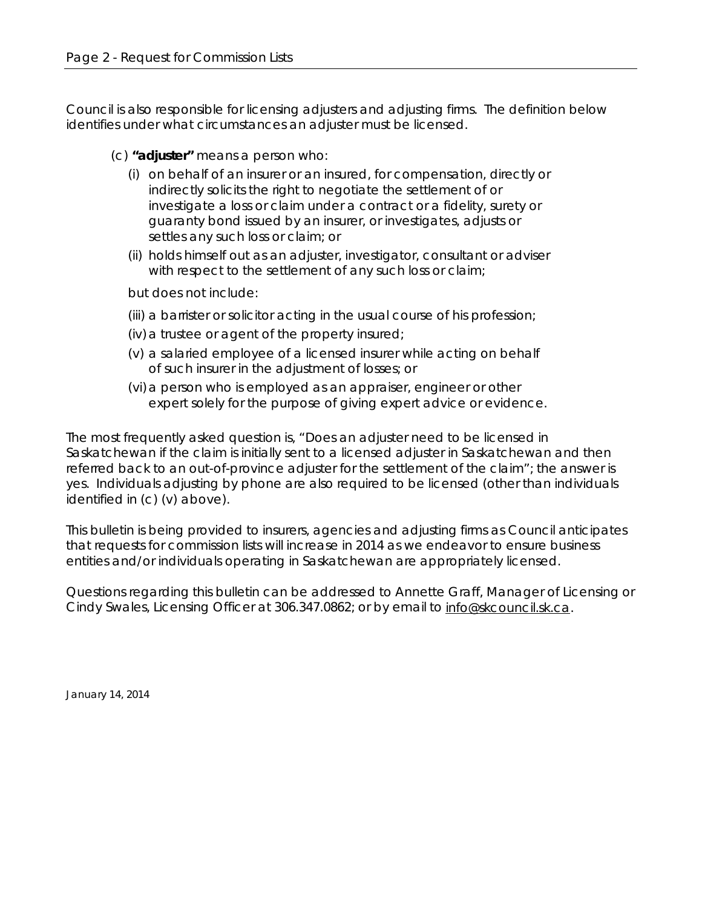Council is also responsible for licensing adjusters and adjusting firms. The definition below identifies under what circumstances an adjuster must be licensed.

(c) **"adjuster"** means a person who:

(i) on behalf of an insurer or an insured, for compensation, directly or indirectly solicits the right to negotiate the settlement of or investigate a loss or claim under a contract or a fidelity, surety or guaranty bond issued by an insurer, or investigates, adjusts or settles any such loss or claim; or

(ii) holds himself out as an adjuster, investigator, consultant or adviser with respect to the settlement of any such loss or claim;

but does not include:

(iii) a barrister or solicitor acting in the usual course of his profession;

(iv) a trustee or agent of the property insured;

(v) a salaried employee of a licensed insurer while acting on behalf of such insurer in the adjustment of losses; or

(vi) a person who is employed as an appraiser, engineer or other expert solely for the purpose of giving expert advice or evidence.

The most frequently asked question is, "Does an adjuster need to be licensed in Saskatchewan if the claim is initially sent to a licensed adjuster in Saskatchewan and then referred back to an out-of-province adjuster for the settlement of the claim"; the answer is yes. Individuals adjusting by phone are also required to be licensed (other than individuals identified in (c) (v) above).

This bulletin is being provided to insurers, agencies and adjusting firms as Council anticipates that requests for commission lists will increase in 2014 as we endeavor to ensure business entities and/or individuals operating in Saskatchewan are appropriately licensed.

Questions regarding this bulletin can be addressed to Annette Graff, Manager of Licensing or Cindy Swales, Licensing Officer at 306.347.0862; or by email to info@skcouncil.sk.ca.

January 14, 2014